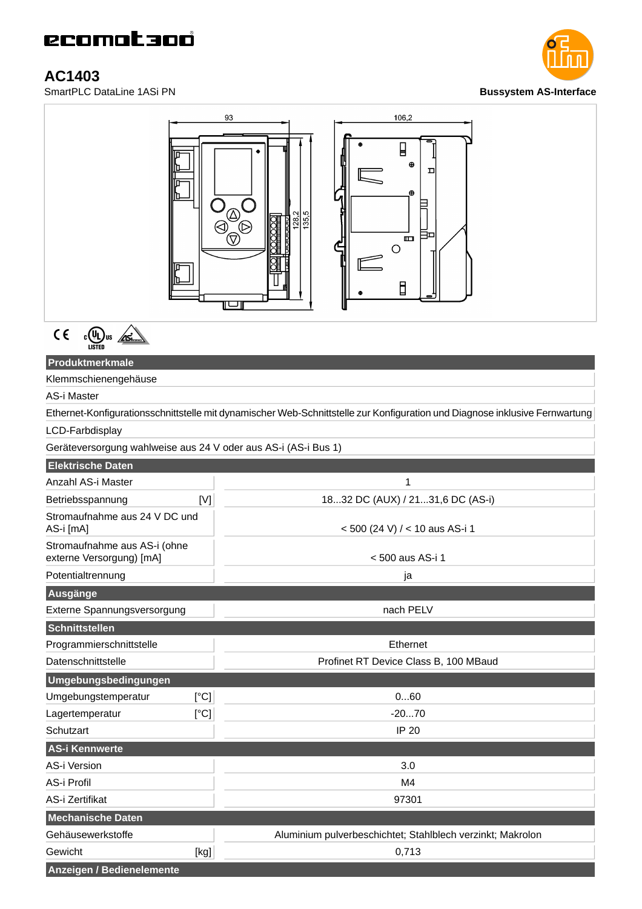ecomat300

# AC1403

SmartPLC DataLine 1ASi PN

**Bussystem AS-Interface**

| Produktmerkmale | |
|---|---|
| Klemmschienengehäuse | |
| AS-i Master | |
| Ethernet-Konfigurationsschnittstelle mit dynamischer Web-Schnittstelle zur Konfiguration und Diagnose inklusive Fernwartung | |
| LCD-Farbdisplay | |
| Geräteversorgung wahlweise aus 24 V oder aus AS-i (AS-i Bus 1) | |
| **Elektrische Daten** | |
| Anzahl AS-i Master | 1 |
| Betriebsspannung [V] | 18...32 DC (AUX) / 21...31,6 DC (AS-i) |
| Stromaufnahme aus 24 V DC und AS-i [mA] | < 500 (24 V) / < 10 aus AS-i 1 |
| Stromaufnahme aus AS-i (ohne externe Versorgung) [mA] | < 500 aus AS-i 1 |
| Potentialtrennung | ja |
| **Ausgänge** | |
| Externe Spannungsversorgung | nach PELV |
| **Schnittstellen** | |
| Programmierschnittstelle | Ethernet |
| Datenschnittstelle | Profinet RT Device Class B, 100 MBaud |
| **Umgebungsbedingungen** | |
| Umgebungstemperatur [°C] | 0...60 |
| Lagertemperatur [°C] | -20...70 |
| Schutzart | IP 20 |
| **AS-i Kennwerte** | |
| AS-i Version | 3.0 |
| AS-i Profil | M4 |
| AS-i Zertifikat | 97301 |
| **Mechanische Daten** | |
| Gehäusewerkstoffe | Aluminium pulverbeschichtet; Stahlblech verzinkt; Makrolon |
| Gewicht [kg] | 0,713 |
| **Anzeigen / Bedienelemente** | |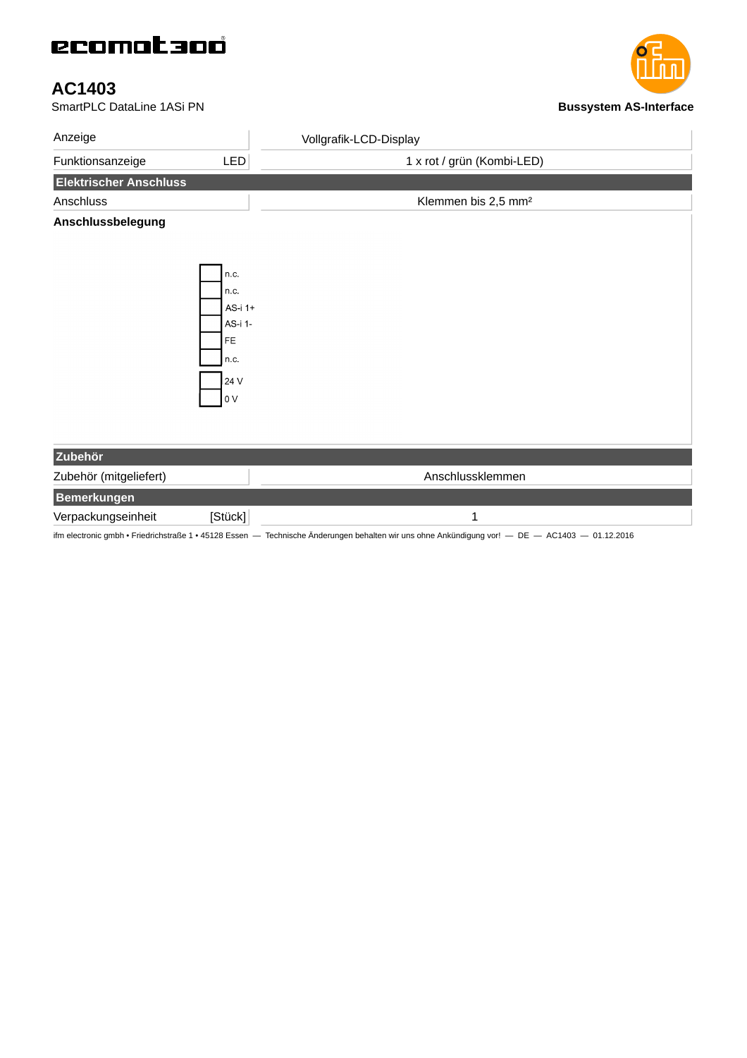# AC1403

SmartPLC DataLine 1ASi PN

**Bussystem AS-Interface**

| | |
|---|---|
| Anzeige | Vollgrafik-LCD-Display |
| Funktionsanzeige LED | 1 x rot / grün (Kombi-LED) |
| **Elektrischer Anschluss** | |
| Anschluss | Klemmen bis 2,5 mm² |

**Anschlussbelegung**

- n.c.
- n.c.
- AS-i 1+
- AS-i 1-
- FE
- n.c.

- 24 V
- 0 V

| | |
|---|---|
| **Zubehör** | |
| Zubehör (mitgeliefert) | Anschlussklemmen |
| **Bemerkungen** | |
| Verpackungseinheit [Stück] | 1 |

ifm electronic gmbh • Friedrichstraße 1 • 45128 Essen — Technische Änderungen behalten wir uns ohne Ankündigung vor! — DE — AC1403 — 01.12.2016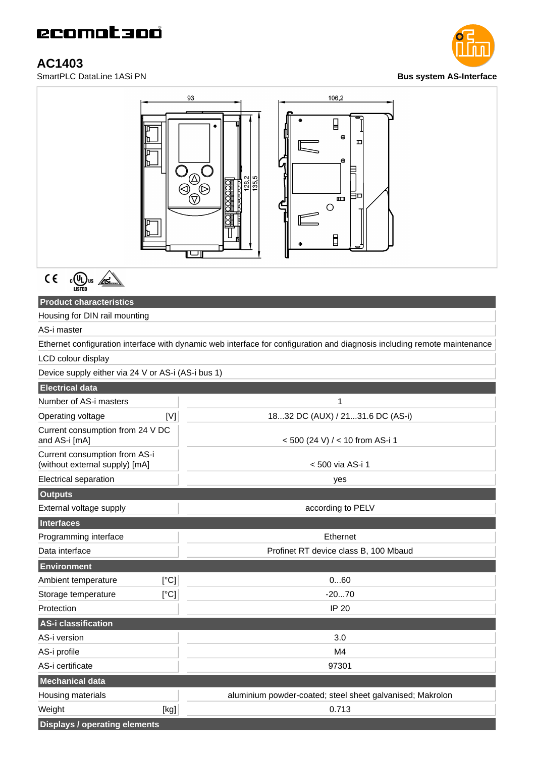# AC1403

SmartPLC DataLine 1ASi PN

**Bus system AS-Interface**

| Product characteristics | |
|---|---|
| Housing for DIN rail mounting | |
| AS-i master | |
| Ethernet configuration interface with dynamic web interface for configuration and diagnosis including remote maintenance | |
| LCD colour display | |
| Device supply either via 24 V or AS-i (AS-i bus 1) | |
| **Electrical data** | |
| Number of AS-i masters | 1 |
| Operating voltage [V] | 18...32 DC (AUX) / 21...31.6 DC (AS-i) |
| Current consumption from 24 V DC and AS-i [mA] | < 500 (24 V) / < 10 from AS-i 1 |
| Current consumption from AS-i (without external supply) [mA] | < 500 via AS-i 1 |
| Electrical separation | yes |
| **Outputs** | |
| External voltage supply | according to PELV |
| **Interfaces** | |
| Programming interface | Ethernet |
| Data interface | Profinet RT device class B, 100 Mbaud |
| **Environment** | |
| Ambient temperature [°C] | 0...60 |
| Storage temperature [°C] | -20...70 |
| Protection | IP 20 |
| **AS-i classification** | |
| AS-i version | 3.0 |
| AS-i profile | M4 |
| AS-i certificate | 97301 |
| **Mechanical data** | |
| Housing materials | aluminium powder-coated; steel sheet galvanised; Makrolon |
| Weight [kg] | 0.713 |
| **Displays / operating elements** | |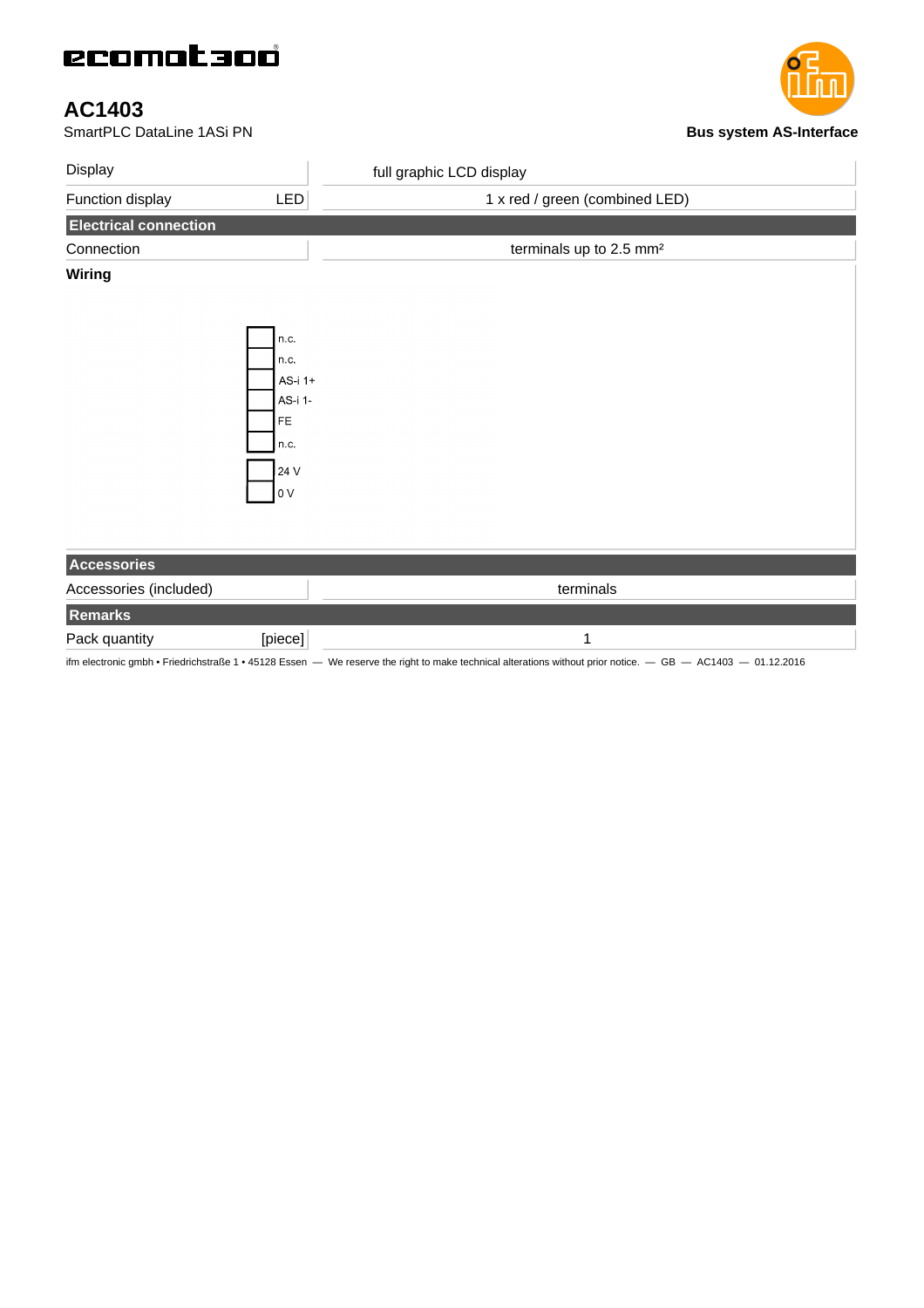ecomat300

# AC1403

SmartPLC DataLine 1ASi PN

**Bus system AS-Interface**

| | | |
|---|---|---|
| Display | | full graphic LCD display |
| Function display | LED | 1 x red / green (combined LED) |
| **Electrical connection** | | |
| Connection | | terminals up to 2.5 mm² |

**Wiring**

- n.c.
- n.c.
- AS-i 1+
- AS-i 1-
- FE
- n.c.

- 24 V
- 0 V

| | | |
|---|---|---|
| **Accessories** | | |
| Accessories (included) | | terminals |
| **Remarks** | | |
| Pack quantity | [piece] | 1 |

ifm electronic gmbh • Friedrichstraße 1 • 45128 Essen — We reserve the right to make technical alterations without prior notice. — GB — AC1403 — 01.12.2016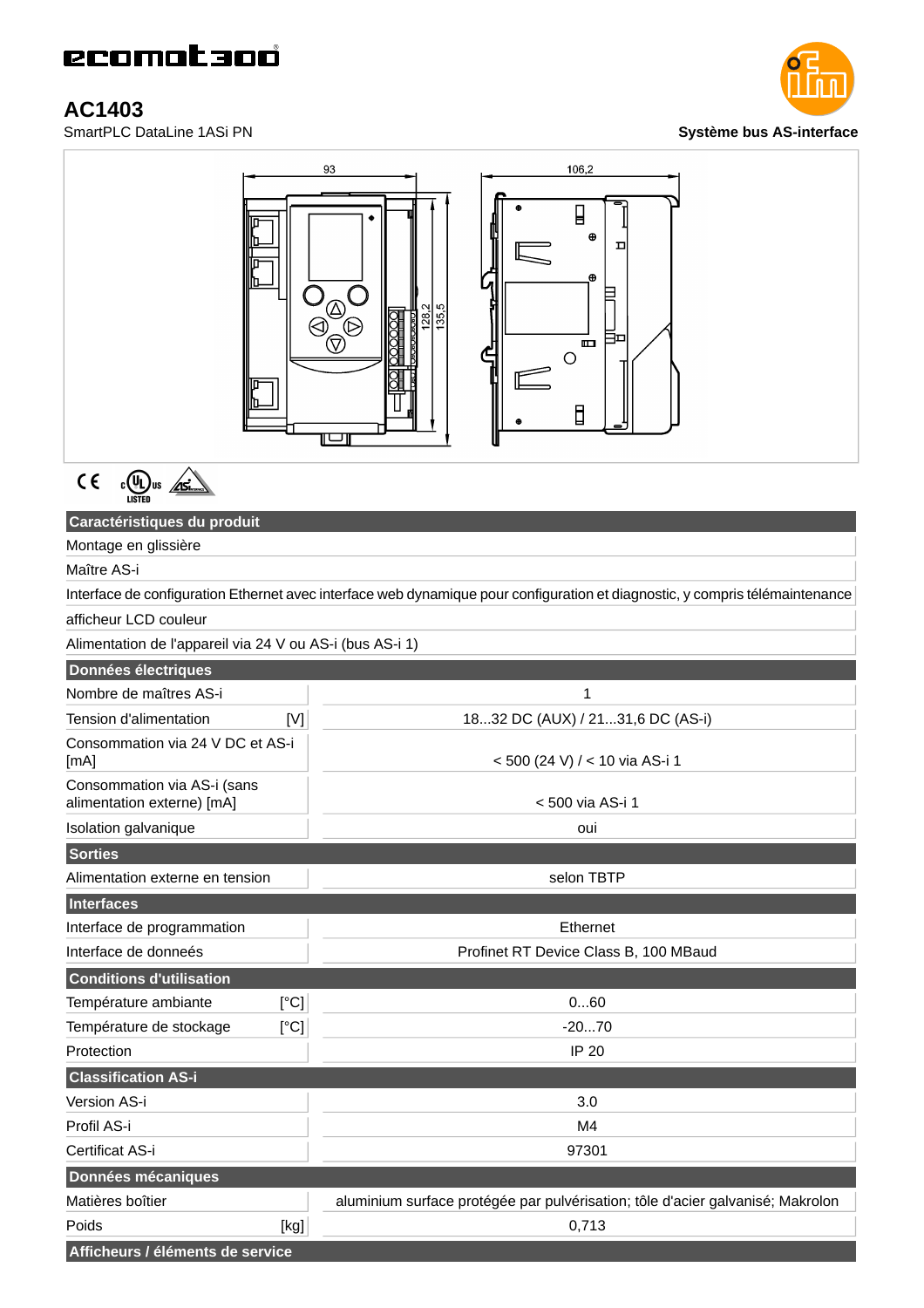# AC1403

SmartPLC DataLine 1ASi PN

**Système bus AS-interface**

| Caractéristiques du produit | |
|---|---|
| Montage en glissière | |
| Maître AS-i | |
| Interface de configuration Ethernet avec interface web dynamique pour configuration et diagnostic, y compris télémaintenance | |
| afficheur LCD couleur | |
| Alimentation de l'appareil via 24 V ou AS-i (bus AS-i 1) | |
| **Données électriques** | |
| Nombre de maîtres AS-i | 1 |
| Tension d'alimentation [V] | 18...32 DC (AUX) / 21...31,6 DC (AS-i) |
| Consommation via 24 V DC et AS-i [mA] | < 500 (24 V) / < 10 via AS-i 1 |
| Consommation via AS-i (sans alimentation externe) [mA] | < 500 via AS-i 1 |
| Isolation galvanique | oui |
| **Sorties** | |
| Alimentation externe en tension | selon TBTP |
| **Interfaces** | |
| Interface de programmation | Ethernet |
| Interface de donneés | Profinet RT Device Class B, 100 MBaud |
| **Conditions d'utilisation** | |
| Température ambiante [°C] | 0...60 |
| Température de stockage [°C] | -20...70 |
| Protection | IP 20 |
| **Classification AS-i** | |
| Version AS-i | 3.0 |
| Profil AS-i | M4 |
| Certificat AS-i | 97301 |
| **Données mécaniques** | |
| Matières boîtier | aluminium surface protégée par pulvérisation; tôle d'acier galvanisé; Makrolon |
| Poids [kg] | 0,713 |
| **Afficheurs / éléments de service** | |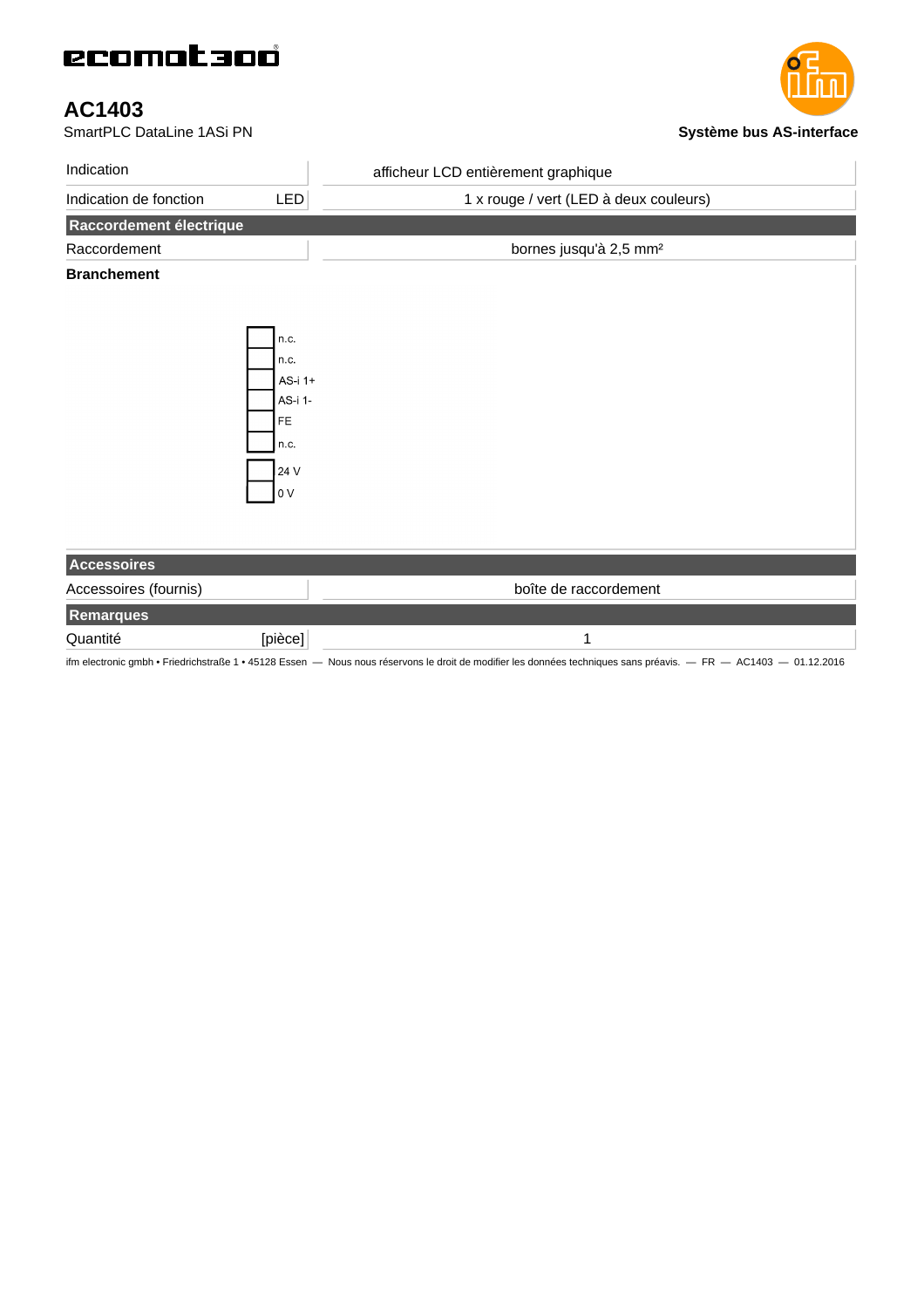ecomat300

# AC1403

SmartPLC DataLine 1ASi PN

**Système bus AS-interface**

| | | |
|---|---|---|
| Indication | | afficheur LCD entièrement graphique |
| Indication de fonction | LED | 1 x rouge / vert (LED à deux couleurs) |

**Raccordement électrique**

| | |
|---|---|
| Raccordement | bornes jusqu'à 2,5 mm² |

**Branchement**

n.c.
n.c.
AS-i 1+
AS-i 1-
FE
n.c.
24 V
0 V

**Accessoires**

| | |
|---|---|
| Accessoires (fournis) | boîte de raccordement |

**Remarques**

| | | |
|---|---|---|
| Quantité | [pièce] | 1 |

ifm electronic gmbh • Friedrichstraße 1 • 45128 Essen — Nous nous réservons le droit de modifier les données techniques sans préavis. — FR — AC1403 — 01.12.2016